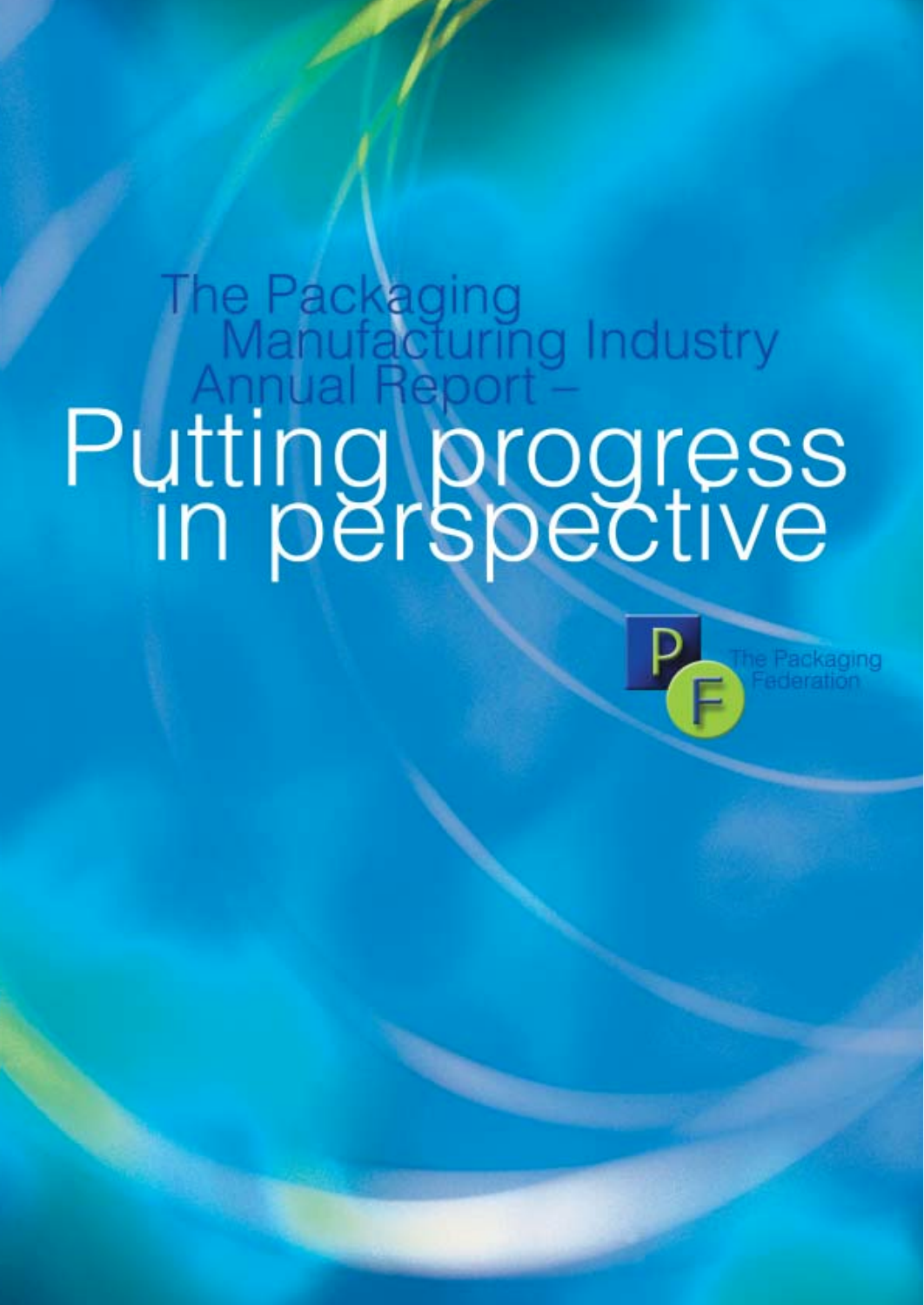# The Packaging Manufacturing Industry Annual Report – Putting progress in perspective

The Packaging Federation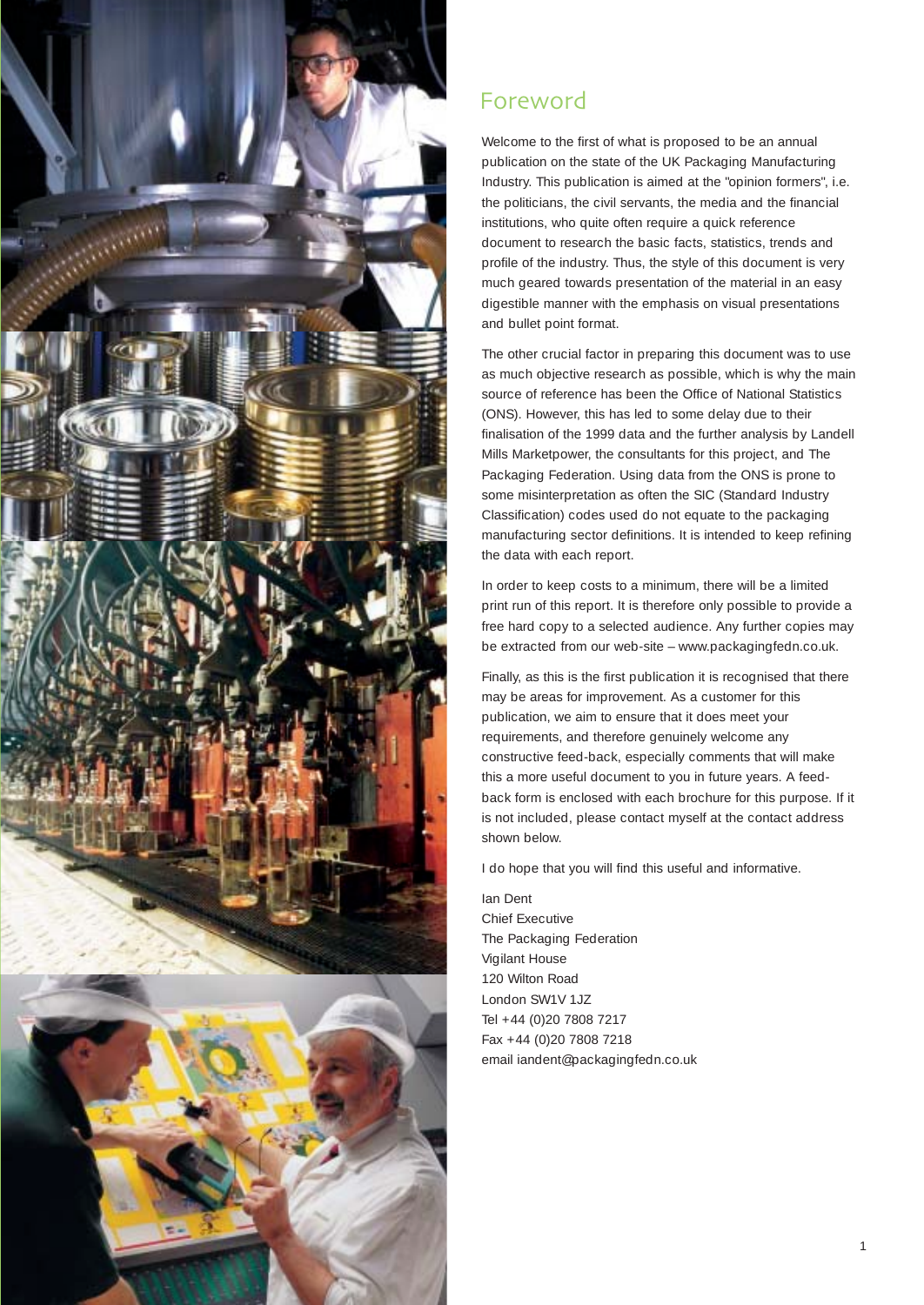# Foreword

Welcome to the first of what is proposed to be an annual publication on the state of the UK Packaging Manufacturing Industry. This publication is aimed at the "opinion formers", i.e. the politicians, the civil servants, the media and the financial institutions, who quite often require a quick reference document to research the basic facts, statistics, trends and profile of the industry. Thus, the style of this document is very much geared towards presentation of the material in an easy digestible manner with the emphasis on visual presentations and bullet point format.

The other crucial factor in preparing this document was to use as much objective research as possible, which is why the main source of reference has been the Office of National Statistics (ONS). However, this has led to some delay due to their finalisation of the 1999 data and the further analysis by Landell Mills Marketpower, the consultants for this project, and The Packaging Federation. Using data from the ONS is prone to some misinterpretation as often the SIC (Standard Industry Classification) codes used do not equate to the packaging manufacturing sector definitions. It is intended to keep refining the data with each report.

In order to keep costs to a minimum, there will be a limited print run of this report. It is therefore only possible to provide a free hard copy to a selected audience. Any further copies may be extracted from our web-site – www.packagingfedn.co.uk.

Finally, as this is the first publication it is recognised that there may be areas for improvement. As a customer for this publication, we aim to ensure that it does meet your requirements, and therefore genuinely welcome any constructive feed-back, especially comments that will make this a more useful document to you in future years. A feed-back form is enclosed with each brochure for this purpose. If it is not included, please contact myself at the contact address shown below.

I do hope that you will find this useful and informative.

Ian Dent
Chief Executive
The Packaging Federation
Vigilant House
120 Wilton Road
London SW1V 1JZ
Tel +44 (0)20 7808 7217
Fax +44 (0)20 7808 7218
email iandent@packagingfedn.co.uk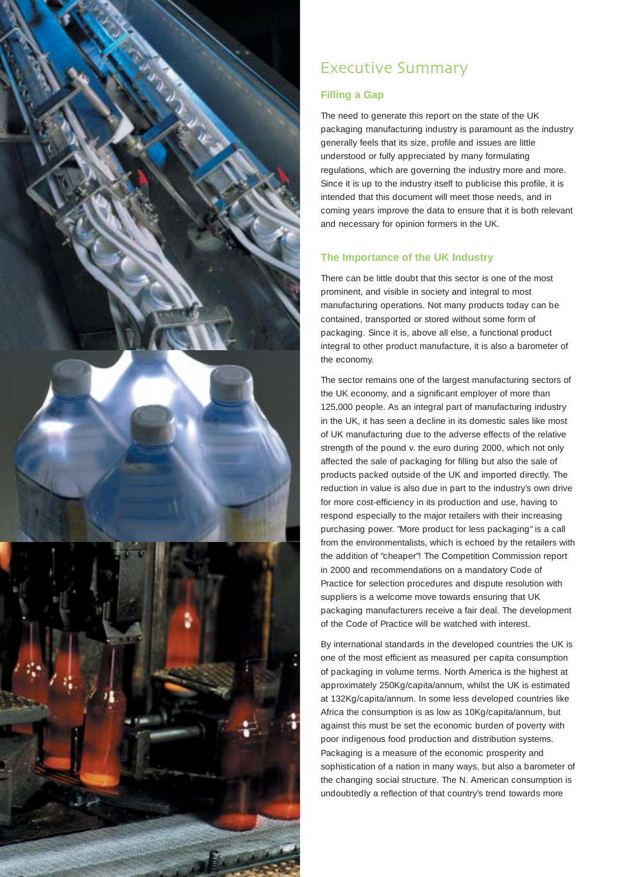# Executive Summary

## Filling a Gap

The need to generate this report on the state of the UK packaging manufacturing industry is paramount as the industry generally feels that its size, profile and issues are little understood or fully appreciated by many formulating regulations, which are governing the industry more and more. Since it is up to the industry itself to publicise this profile, it is intended that this document will meet those needs, and in coming years improve the data to ensure that it is both relevant and necessary for opinion formers in the UK.

## The Importance of the UK Industry

There can be little doubt that this sector is one of the most prominent, and visible in society and integral to most manufacturing operations. Not many products today can be contained, transported or stored without some form of packaging. Since it is, above all else, a functional product integral to other product manufacture, it is also a barometer of the economy.

The sector remains one of the largest manufacturing sectors of the UK economy, and a significant employer of more than 125,000 people. As an integral part of manufacturing industry in the UK, it has seen a decline in its domestic sales like most of UK manufacturing due to the adverse effects of the relative strength of the pound v. the euro during 2000, which not only affected the sale of packaging for filling but also the sale of products packed outside of the UK and imported directly. The reduction in value is also due in part to the industry's own drive for more cost-efficiency in its production and use, having to respond especially to the major retailers with their increasing purchasing power. "More product for less packaging" is a call from the environmentalists, which is echoed by the retailers with the addition of "cheaper"! The Competition Commission report in 2000 and recommendations on a mandatory Code of Practice for selection procedures and dispute resolution with suppliers is a welcome move towards ensuring that UK packaging manufacturers receive a fair deal. The development of the Code of Practice will be watched with interest.

By international standards in the developed countries the UK is one of the most efficient as measured per capita consumption of packaging in volume terms. North America is the highest at approximately 250Kg/capita/annum, whilst the UK is estimated at 132Kg/capita/annum. In some less developed countries like Africa the consumption is as low as 10Kg/capita/annum, but against this must be set the economic burden of poverty with poor indigenous food production and distribution systems. Packaging is a measure of the economic prosperity and sophistication of a nation in many ways, but also a barometer of the changing social structure. The N. American consumption is undoubtedly a reflection of that country's trend towards more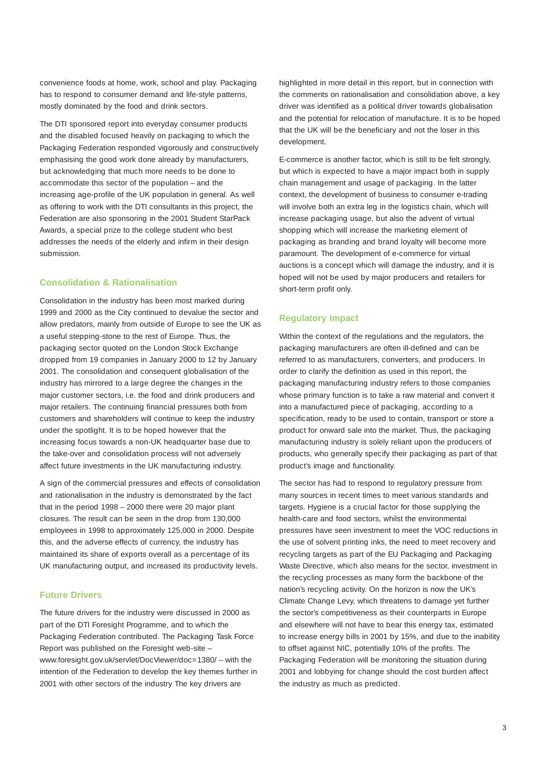convenience foods at home, work, school and play. Packaging has to respond to consumer demand and life-style patterns, mostly dominated by the food and drink sectors.

The DTI sponsored report into everyday consumer products and the disabled focused heavily on packaging to which the Packaging Federation responded vigorously and constructively emphasising the good work done already by manufacturers, but acknowledging that much more needs to be done to accommodate this sector of the population – and the increasing age-profile of the UK population in general. As well as offering to work with the DTI consultants in this project, the Federation are also sponsoring in the 2001 Student StarPack Awards, a special prize to the college student who best addresses the needs of the elderly and infirm in their design submission.

## Consolidation & Rationalisation

Consolidation in the industry has been most marked during 1999 and 2000 as the City continued to devalue the sector and allow predators, mainly from outside of Europe to see the UK as a useful stepping-stone to the rest of Europe. Thus, the packaging sector quoted on the London Stock Exchange dropped from 19 companies in January 2000 to 12 by January 2001. The consolidation and consequent globalisation of the industry has mirrored to a large degree the changes in the major customer sectors, i.e. the food and drink producers and major retailers. The continuing financial pressures both from customers and shareholders will continue to keep the industry under the spotlight. It is to be hoped however that the increasing focus towards a non-UK headquarter base due to the take-over and consolidation process will not adversely affect future investments in the UK manufacturing industry.

A sign of the commercial pressures and effects of consolidation and rationalisation in the industry is demonstrated by the fact that in the period 1998 – 2000 there were 20 major plant closures. The result can be seen in the drop from 130,000 employees in 1998 to approximately 125,000 in 2000. Despite this, and the adverse effects of currency, the industry has maintained its share of exports overall as a percentage of its UK manufacturing output, and increased its productivity levels.

## Future Drivers

The future drivers for the industry were discussed in 2000 as part of the DTI Foresight Programme, and to which the Packaging Federation contributed. The Packaging Task Force Report was published on the Foresight web-site – www.foresight.gov.uk/servlet/DocViewer/doc=1380/ – with the intention of the Federation to develop the key themes further in 2001 with other sectors of the industry The key drivers are highlighted in more detail in this report, but in connection with the comments on rationalisation and consolidation above, a key driver was identified as a political driver towards globalisation and the potential for relocation of manufacture. It is to be hoped that the UK will be the beneficiary and not the loser in this development.

E-commerce is another factor, which is still to be felt strongly, but which is expected to have a major impact both in supply chain management and usage of packaging. In the latter context, the development of business to consumer e-trading will involve both an extra leg in the logistics chain, which will increase packaging usage, but also the advent of virtual shopping which will increase the marketing element of packaging as branding and brand loyalty will become more paramount. The development of e-commerce for virtual auctions is a concept which will damage the industry, and it is hoped will not be used by major producers and retailers for short-term profit only.

## Regulatory Impact

Within the context of the regulations and the regulators, the packaging manufacturers are often ill-defined and can be referred to as manufacturers, converters, and producers. In order to clarify the definition as used in this report, the packaging manufacturing industry refers to those companies whose primary function is to take a raw material and convert it into a manufactured piece of packaging, according to a specification, ready to be used to contain, transport or store a product for onward sale into the market. Thus, the packaging manufacturing industry is solely reliant upon the producers of products, who generally specify their packaging as part of that product's image and functionality.

The sector has had to respond to regulatory pressure from many sources in recent times to meet various standards and targets. Hygiene is a crucial factor for those supplying the health-care and food sectors, whilst the environmental pressures have seen investment to meet the VOC reductions in the use of solvent printing inks, the need to meet recovery and recycling targets as part of the EU Packaging and Packaging Waste Directive, which also means for the sector, investment in the recycling processes as many form the backbone of the nation's recycling activity. On the horizon is now the UK's Climate Change Levy, which threatens to damage yet further the sector's competitiveness as their counterparts in Europe and elsewhere will not have to bear this energy tax, estimated to increase energy bills in 2001 by 15%, and due to the inability to offset against NIC, potentially 10% of the profits. The Packaging Federation will be monitoring the situation during 2001 and lobbying for change should the cost burden affect the industry as much as predicted.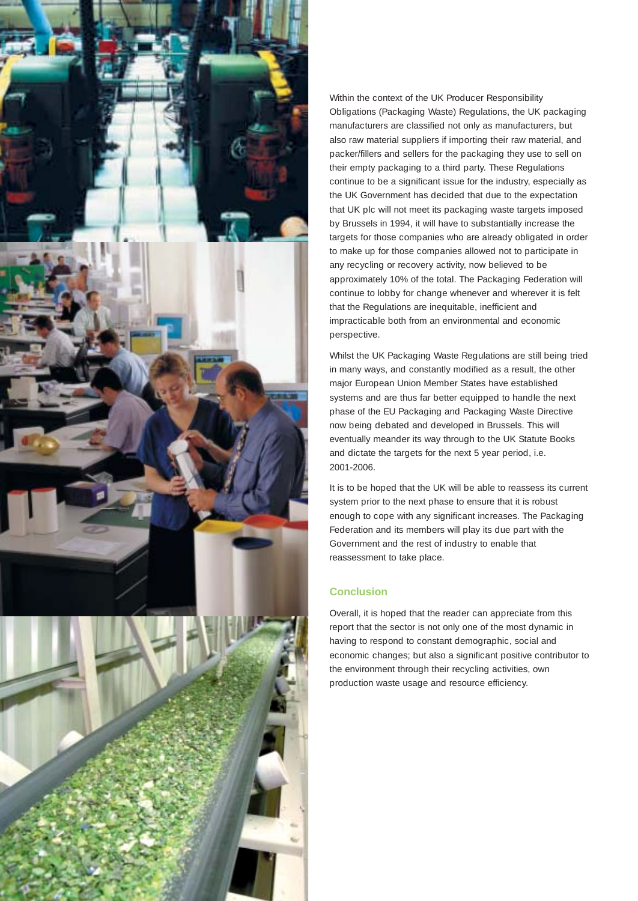Within the context of the UK Producer Responsibility Obligations (Packaging Waste) Regulations, the UK packaging manufacturers are classified not only as manufacturers, but also raw material suppliers if importing their raw material, and packer/fillers and sellers for the packaging they use to sell on their empty packaging to a third party. These Regulations continue to be a significant issue for the industry, especially as the UK Government has decided that due to the expectation that UK plc will not meet its packaging waste targets imposed by Brussels in 1994, it will have to substantially increase the targets for those companies who are already obligated in order to make up for those companies allowed not to participate in any recycling or recovery activity, now believed to be approximately 10% of the total. The Packaging Federation will continue to lobby for change whenever and wherever it is felt that the Regulations are inequitable, inefficient and impracticable both from an environmental and economic perspective.

Whilst the UK Packaging Waste Regulations are still being tried in many ways, and constantly modified as a result, the other major European Union Member States have established systems and are thus far better equipped to handle the next phase of the EU Packaging and Packaging Waste Directive now being debated and developed in Brussels. This will eventually meander its way through to the UK Statute Books and dictate the targets for the next 5 year period, i.e. 2001-2006.

It is to be hoped that the UK will be able to reassess its current system prior to the next phase to ensure that it is robust enough to cope with any significant increases. The Packaging Federation and its members will play its due part with the Government and the rest of industry to enable that reassessment to take place.

## Conclusion

Overall, it is hoped that the reader can appreciate from this report that the sector is not only one of the most dynamic in having to respond to constant demographic, social and economic changes; but also a significant positive contributor to the environment through their recycling activities, own production waste usage and resource efficiency.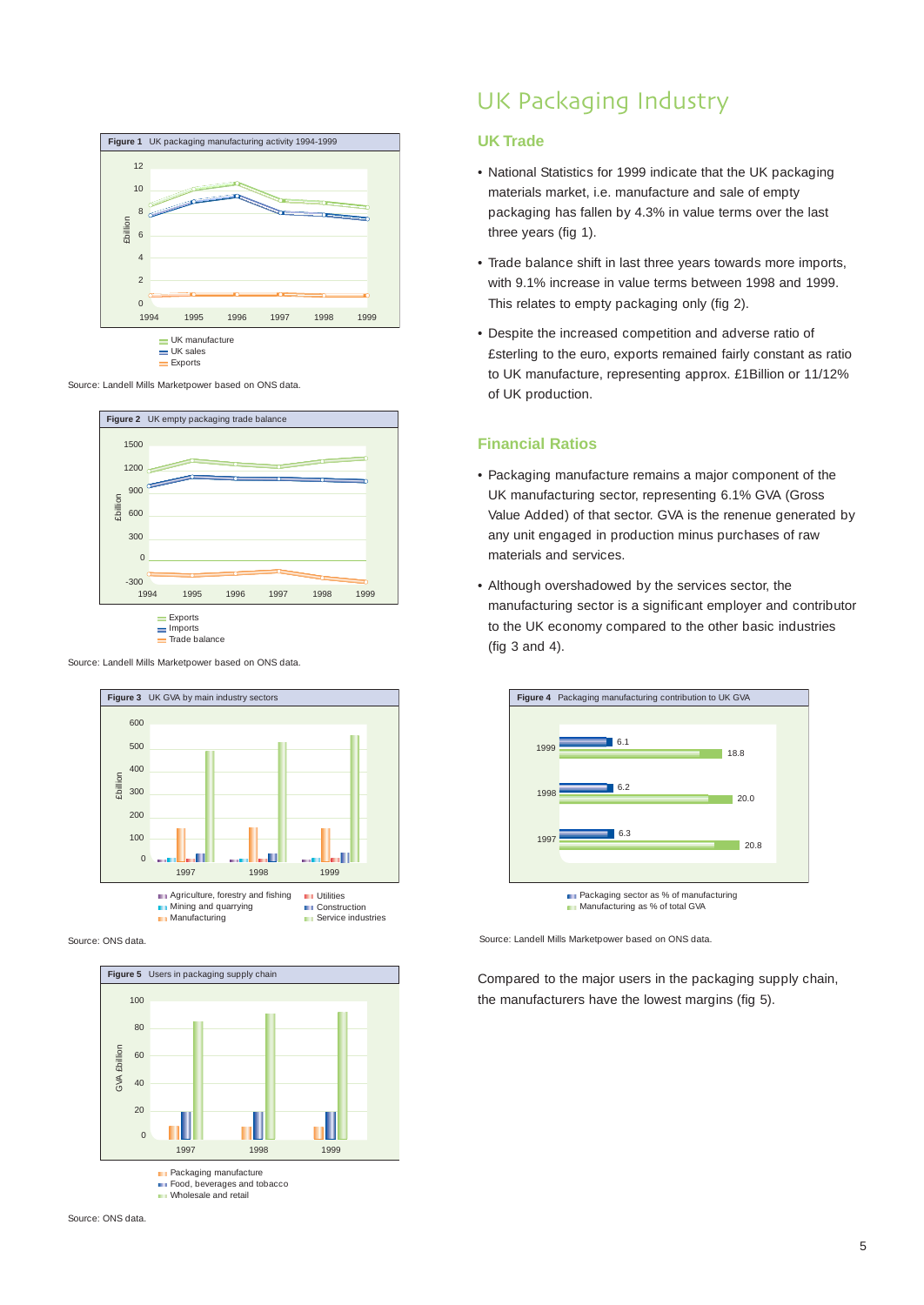# UK Packaging Industry

## UK Trade

- National Statistics for 1999 indicate that the UK packaging materials market, i.e. manufacture and sale of empty packaging has fallen by 4.3% in value terms over the last three years (fig 1).
- Trade balance shift in last three years towards more imports, with 9.1% increase in value terms between 1998 and 1999. This relates to empty packaging only (fig 2).
- Despite the increased competition and adverse ratio of £sterling to the euro, exports remained fairly constant as ratio to UK manufacture, representing approx. £1Billion or 11/12% of UK production.

## Financial Ratios

- Packaging manufacture remains a major component of the UK manufacturing sector, representing 6.1% GVA (Gross Value Added) of that sector. GVA is the renenue generated by any unit engaged in production minus purchases of raw materials and services.
- Although overshadowed by the services sector, the manufacturing sector is a significant employer and contributor to the UK economy compared to the other basic industries (fig 3 and 4).

**Figure 1** UK packaging manufacturing activity 1994-1999

UK manufacture / UK sales / Exports

Source: Landell Mills Marketpower based on ONS data.

**Figure 2** UK empty packaging trade balance

Exports / Imports / Trade balance

Source: Landell Mills Marketpower based on ONS data.

**Figure 3** UK GVA by main industry sectors

Agriculture, forestry and fishing / Mining and quarrying / Manufacturing / Utilities / Construction / Service industries

Source: ONS data.

**Figure 4** Packaging manufacturing contribution to UK GVA

| Year | Packaging sector as % of manufacturing | Manufacturing as % of total GVA |
|---|---|---|
| 1999 | 6.1 | 18.8 |
| 1998 | 6.2 | 20.0 |
| 1997 | 6.3 | 20.8 |

Source: Landell Mills Marketpower based on ONS data.

Compared to the major users in the packaging supply chain, the manufacturers have the lowest margins (fig 5).

**Figure 5** Users in packaging supply chain

Packaging manufacture / Food, beverages and tobacco / Wholesale and retail

Source: ONS data.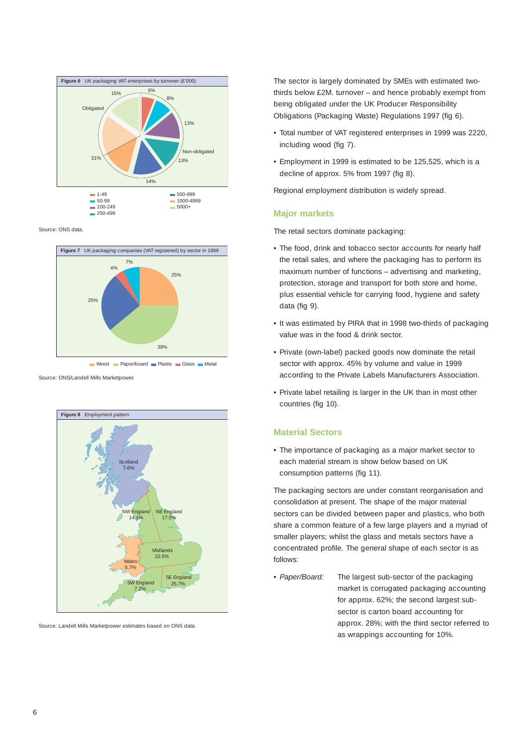**Figure 6** UK packaging VAT enterprises by turnover (£'000)

| Turnover (£'000) | % |
|---|---|
| 1-49 | 6% |
| 50-99 | 8% |
| 100-249 | 13% |
| 250-499 | 13% |
| 500-999 | 14% |
| 1000-4999 | 31% |
| 5000+ | 15% |

Obligated / Non-obligated

Source: ONS data.

**Figure 7** UK packaging companies (VAT registered) by sector in 1999

| Sector | % |
|---|---|
| Wood | 25% |
| Paper/board | 39% |
| Plastic | 25% |
| Glass | 4% |
| Metal | 7% |

Source: ONS/Landell Mills Marketpower.

**Figure 8** Employment pattern

| Region | % |
|---|---|
| Scotland | 7.6% |
| NW England | 14.1% |
| NE England | 17.5% |
| Midlands | 22.5% |
| Wales | 5.7% |
| SW England | 7.2% |
| SE England | 25.7% |

Source: Landell Mills Marketpower estimates based on ONS data.

The sector is largely dominated by SMEs with estimated two-thirds below £2M. turnover – and hence probably exempt from being obligated under the UK Producer Responsibility Obligations (Packaging Waste) Regulations 1997 (fig 6).

- Total number of VAT registered enterprises in 1999 was 2220, including wood (fig 7).
- Employment in 1999 is estimated to be 125,525, which is a decline of approx. 5% from 1997 (fig 8).

Regional employment distribution is widely spread.

## Major markets

The retail sectors dominate packaging:

- The food, drink and tobacco sector accounts for nearly half the retail sales, and where the packaging has to perform its maximum number of functions – advertising and marketing, protection, storage and transport for both store and home, plus essential vehicle for carrying food, hygiene and safety data (fig 9).
- It was estimated by PIRA that in 1998 two-thirds of packaging value was in the food & drink sector.
- Private (own-label) packed goods now dominate the retail sector with approx. 45% by volume and value in 1999 according to the Private Labels Manufacturers Association.
- Private label retailing is larger in the UK than in most other countries (fig 10).

## Material Sectors

- The importance of packaging as a major market sector to each material stream is show below based on UK consumption patterns (fig 11).

The packaging sectors are under constant reorganisation and consolidation at present. The shape of the major material sectors can be divided between paper and plastics, who both share a common feature of a few large players and a myriad of smaller players; whilst the glass and metals sectors have a concentrated profile. The general shape of each sector is as follows:

- *Paper/Board:* The largest sub-sector of the packaging market is corrugated packaging accounting for approx. 62%; the second largest sub-sector is carton board accounting for approx. 28%; with the third sector referred to as wrappings accounting for 10%.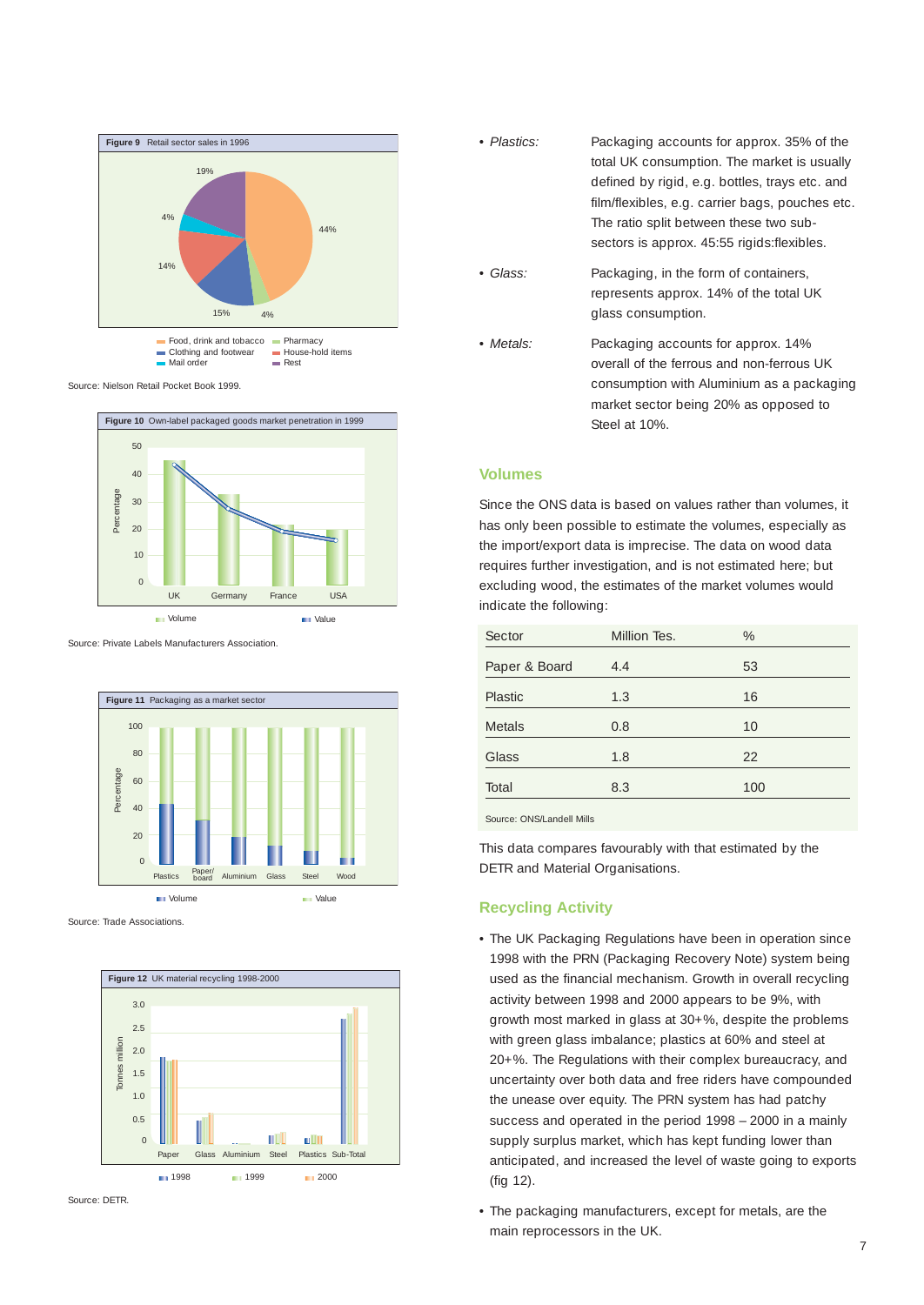**Figure 9** Retail sector sales in 1996

Food, drink and tobacco 44%; Pharmacy 4%; Clothing and footwear 15%; House-hold items 14%; Mail order 4%; Rest 19%

Source: Nielson Retail Pocket Book 1999.

**Figure 10** Own-label packaged goods market penetration in 1999

Source: Private Labels Manufacturers Association.

**Figure 11** Packaging as a market sector

Source: Trade Associations.

**Figure 12** UK material recycling 1998-2000

Source: DETR.

- *Plastics:* Packaging accounts for approx. 35% of the total UK consumption. The market is usually defined by rigid, e.g. bottles, trays etc. and film/flexibles, e.g. carrier bags, pouches etc. The ratio split between these two sub-sectors is approx. 45:55 rigids:flexibles.
- *Glass:* Packaging, in the form of containers, represents approx. 14% of the total UK glass consumption.
- *Metals:* Packaging accounts for approx. 14% overall of the ferrous and non-ferrous UK consumption with Aluminium as a packaging market sector being 20% as opposed to Steel at 10%.

## Volumes

Since the ONS data is based on values rather than volumes, it has only been possible to estimate the volumes, especially as the import/export data is imprecise. The data on wood data requires further investigation, and is not estimated here; but excluding wood, the estimates of the market volumes would indicate the following:

| Sector | Million Tes. | % |
|---|---|---|
| Paper & Board | 4.4 | 53 |
| Plastic | 1.3 | 16 |
| Metals | 0.8 | 10 |
| Glass | 1.8 | 22 |
| Total | 8.3 | 100 |

Source: ONS/Landell Mills

This data compares favourably with that estimated by the DETR and Material Organisations.

## Recycling Activity

- The UK Packaging Regulations have been in operation since 1998 with the PRN (Packaging Recovery Note) system being used as the financial mechanism. Growth in overall recycling activity between 1998 and 2000 appears to be 9%, with growth most marked in glass at 30+%, despite the problems with green glass imbalance; plastics at 60% and steel at 20+%. The Regulations with their complex bureaucracy, and uncertainty over both data and free riders have compounded the unease over equity. The PRN system has had patchy success and operated in the period 1998 – 2000 in a mainly supply surplus market, which has kept funding lower than anticipated, and increased the level of waste going to exports (fig 12).
- The packaging manufacturers, except for metals, are the main reprocessors in the UK.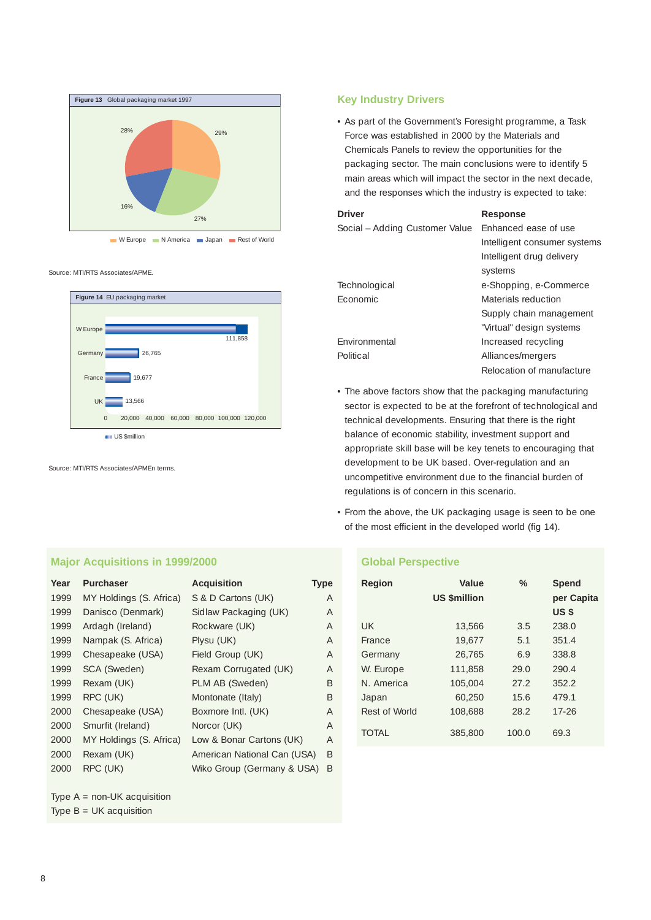**Figure 13** Global packaging market 1997

28%
29%
16%
27%

W Europe N America Japan Rest of World

Source: MTI/RTS Associates/APME.

**Figure 14** EU packaging market

W Europe 111,858
Germany 26,765
France 19,677
UK 13,566

0 20,000 40,000 60,000 80,000 100,000 120,000

US $million

Source: MTI/RTS Associates/APMEn terms.

## Key Industry Drivers

- As part of the Government's Foresight programme, a Task Force was established in 2000 by the Materials and Chemicals Panels to review the opportunities for the packaging sector. The main conclusions were to identify 5 main areas which will impact the sector in the next decade, and the responses which the industry is expected to take:

| Driver | Response |
|---|---|
| Social – Adding Customer Value | Enhanced ease of use |
| | Intelligent consumer systems |
| | Intelligent drug delivery systems |
| Technological | e-Shopping, e-Commerce |
| Economic | Materials reduction |
| | Supply chain management |
| | "Virtual" design systems |
| Environmental | Increased recycling |
| Political | Alliances/mergers |
| | Relocation of manufacture |

- The above factors show that the packaging manufacturing sector is expected to be at the forefront of technological and technical developments. Ensuring that there is the right balance of economic stability, investment support and appropriate skill base will be key tenets to encouraging that development to be UK based. Over-regulation and an uncompetitive environment due to the financial burden of regulations is of concern in this scenario.

- From the above, the UK packaging usage is seen to be one of the most efficient in the developed world (fig 14).

## Major Acquisitions in 1999/2000

| Year | Purchaser | Acquisition | Type |
|---|---|---|---|
| 1999 | MY Holdings (S. Africa) | S & D Cartons (UK) | A |
| 1999 | Danisco (Denmark) | Sidlaw Packaging (UK) | A |
| 1999 | Ardagh (Ireland) | Rockware (UK) | A |
| 1999 | Nampak (S. Africa) | Plysu (UK) | A |
| 1999 | Chesapeake (USA) | Field Group (UK) | A |
| 1999 | SCA (Sweden) | Rexam Corrugated (UK) | A |
| 1999 | Rexam (UK) | PLM AB (Sweden) | B |
| 1999 | RPC (UK) | Montonate (Italy) | B |
| 2000 | Chesapeake (USA) | Boxmore Intl. (UK) | A |
| 2000 | Smurfit (Ireland) | Norcor (UK) | A |
| 2000 | MY Holdings (S. Africa) | Low & Bonar Cartons (UK) | A |
| 2000 | Rexam (UK) | American National Can (USA) | B |
| 2000 | RPC (UK) | Wiko Group (Germany & USA) | B |

Type A = non-UK acquisition
Type B = UK acquisition

## Global Perspective

| Region | Value US $million | % | Spend per Capita US $ |
|---|---|---|---|
| UK | 13,566 | 3.5 | 238.0 |
| France | 19,677 | 5.1 | 351.4 |
| Germany | 26,765 | 6.9 | 338.8 |
| W. Europe | 111,858 | 29.0 | 290.4 |
| N. America | 105,004 | 27.2 | 352.2 |
| Japan | 60,250 | 15.6 | 479.1 |
| Rest of World | 108,688 | 28.2 | 17-26 |
| TOTAL | 385,800 | 100.0 | 69.3 |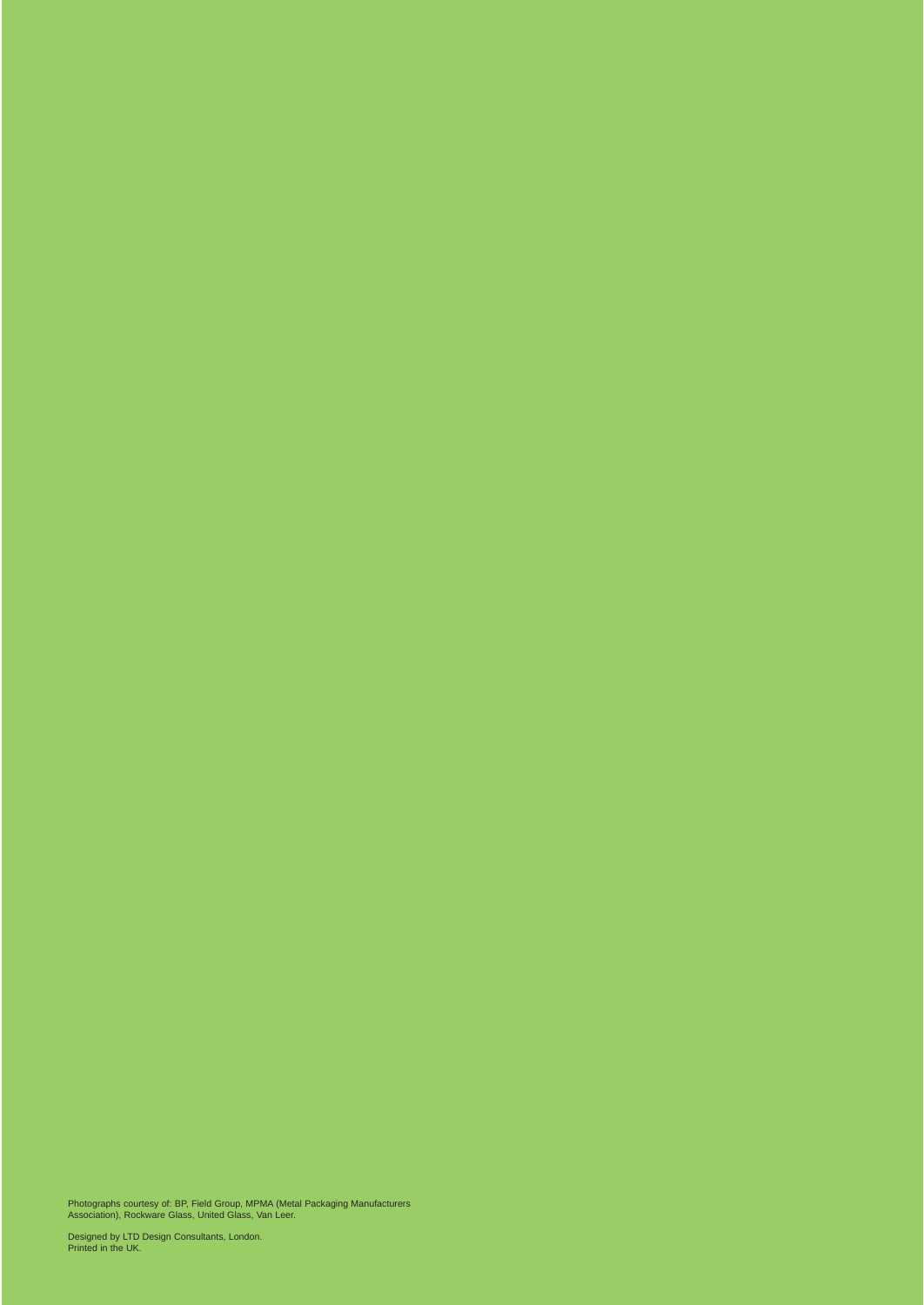Photographs courtesy of: BP, Field Group, MPMA (Metal Packaging Manufacturers Association), Rockware Glass, United Glass, Van Leer.

Designed by LTD Design Consultants, London.
Printed in the UK.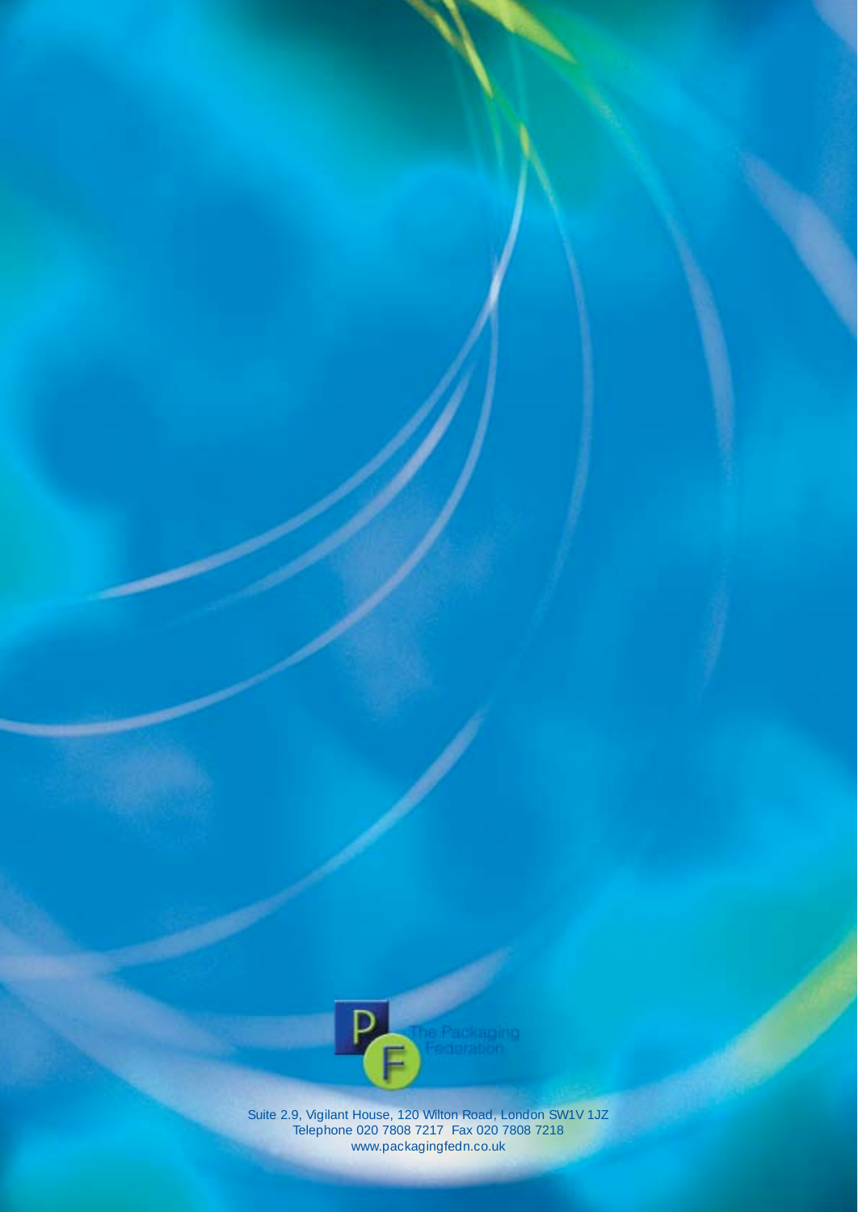The Packaging Federation

Suite 2.9, Vigilant House, 120 Wilton Road, London SW1V 1JZ
Telephone 020 7808 7217 Fax 020 7808 7218
www.packagingfedn.co.uk